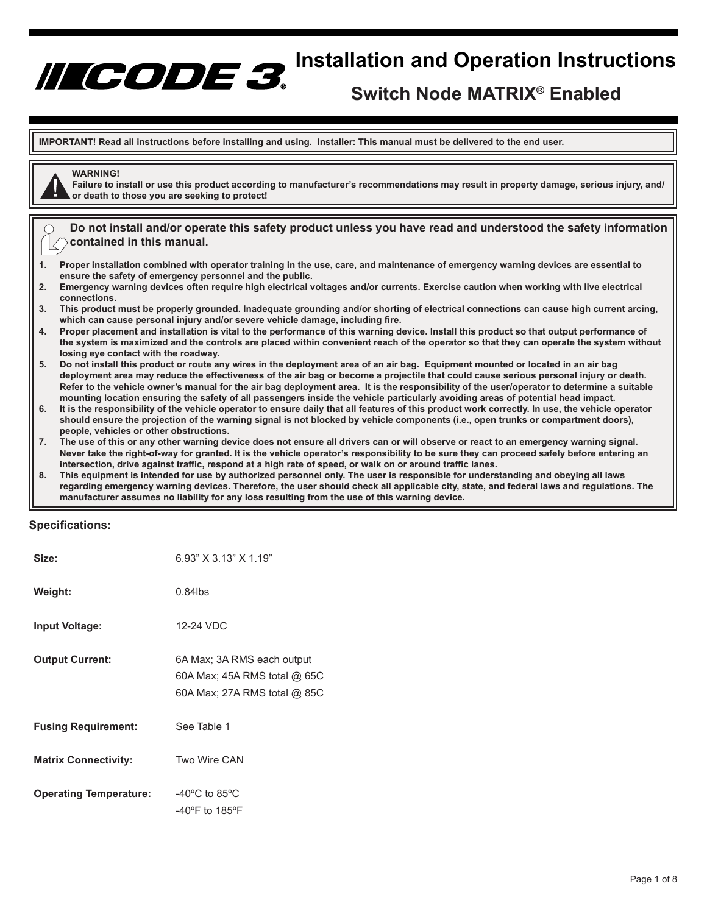# CODE 3®

# Installation and Operation Instructions

## Switch Node MATRIX® Enabled

**IMPORTANT! Read all instructions before installing and using. Installer: This manual must be delivered to the end user.**

**WARNING!**
**Failure to install or use this product according to manufacturer's recommendations may result in property damage, serious injury, and/or death to those you are seeking to protect!**

**Do not install and/or operate this safety product unless you have read and understood the safety information contained in this manual.**

1. **Proper installation combined with operator training in the use, care, and maintenance of emergency warning devices are essential to ensure the safety of emergency personnel and the public.**
2. **Emergency warning devices often require high electrical voltages and/or currents. Exercise caution when working with live electrical connections.**
3. **This product must be properly grounded. Inadequate grounding and/or shorting of electrical connections can cause high current arcing, which can cause personal injury and/or severe vehicle damage, including fire.**
4. **Proper placement and installation is vital to the performance of this warning device. Install this product so that output performance of the system is maximized and the controls are placed within convenient reach of the operator so that they can operate the system without losing eye contact with the roadway.**
5. **Do not install this product or route any wires in the deployment area of an air bag. Equipment mounted or located in an air bag deployment area may reduce the effectiveness of the air bag or become a projectile that could cause serious personal injury or death. Refer to the vehicle owner's manual for the air bag deployment area. It is the responsibility of the user/operator to determine a suitable mounting location ensuring the safety of all passengers inside the vehicle particularly avoiding areas of potential head impact.**
6. **It is the responsibility of the vehicle operator to ensure daily that all features of this product work correctly. In use, the vehicle operator should ensure the projection of the warning signal is not blocked by vehicle components (i.e., open trunks or compartment doors), people, vehicles or other obstructions.**
7. **The use of this or any other warning device does not ensure all drivers can or will observe or react to an emergency warning signal. Never take the right-of-way for granted. It is the vehicle operator's responsibility to be sure they can proceed safely before entering an intersection, drive against traffic, respond at a high rate of speed, or walk on or around traffic lanes.**
8. **This equipment is intended for use by authorized personnel only. The user is responsible for understanding and obeying all laws regarding emergency warning devices. Therefore, the user should check all applicable city, state, and federal laws and regulations. The manufacturer assumes no liability for any loss resulting from the use of this warning device.**

### Specifications:

| | |
|---|---|
| **Size:** | 6.93” X 3.13” X 1.19” |
| **Weight:** | 0.84lbs |
| **Input Voltage:** | 12-24 VDC |
| **Output Current:** | 6A Max; 3A RMS each output<br>60A Max; 45A RMS total @ 65C<br>60A Max; 27A RMS total @ 85C |
| **Fusing Requirement:** | See Table 1 |
| **Matrix Connectivity:** | Two Wire CAN |
| **Operating Temperature:** | -40ºC to 85ºC<br>-40ºF to 185ºF |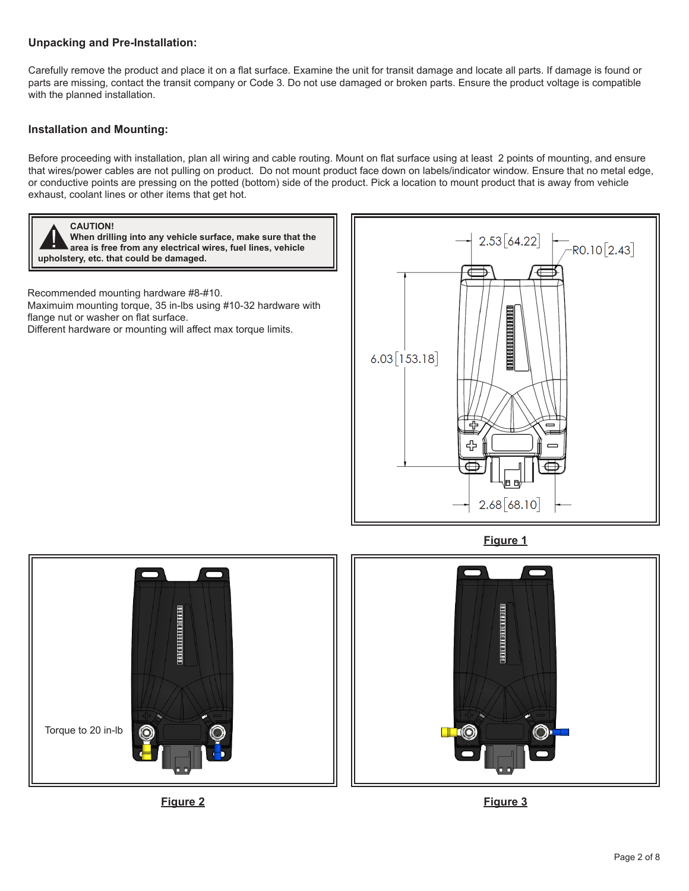## Unpacking and Pre-Installation:

Carefully remove the product and place it on a flat surface. Examine the unit for transit damage and locate all parts. If damage is found or parts are missing, contact the transit company or Code 3. Do not use damaged or broken parts. Ensure the product voltage is compatible with the planned installation.

## Installation and Mounting:

Before proceeding with installation, plan all wiring and cable routing. Mount on flat surface using at least 2 points of mounting, and ensure that wires/power cables are not pulling on product. Do not mount product face down on labels/indicator window. Ensure that no metal edge, or conductive points are pressing on the potted (bottom) side of the product. Pick a location to mount product that is away from vehicle exhaust, coolant lines or other items that get hot.

> **CAUTION!**
> **When drilling into any vehicle surface, make sure that the area is free from any electrical wires, fuel lines, vehicle upholstery, etc. that could be damaged.**

Recommended mounting hardware #8-#10.
Maximuim mounting torque, 35 in-lbs using #10-32 hardware with flange nut or washer on flat surface.
Different hardware or mounting will affect max torque limits.

2.53 [64.22]
R0.10 [2.43]
6.03 [153.18]
2.68 [68.10]

**Figure 1**

Torque to 20 in-lb

**Figure 2**

**Figure 3**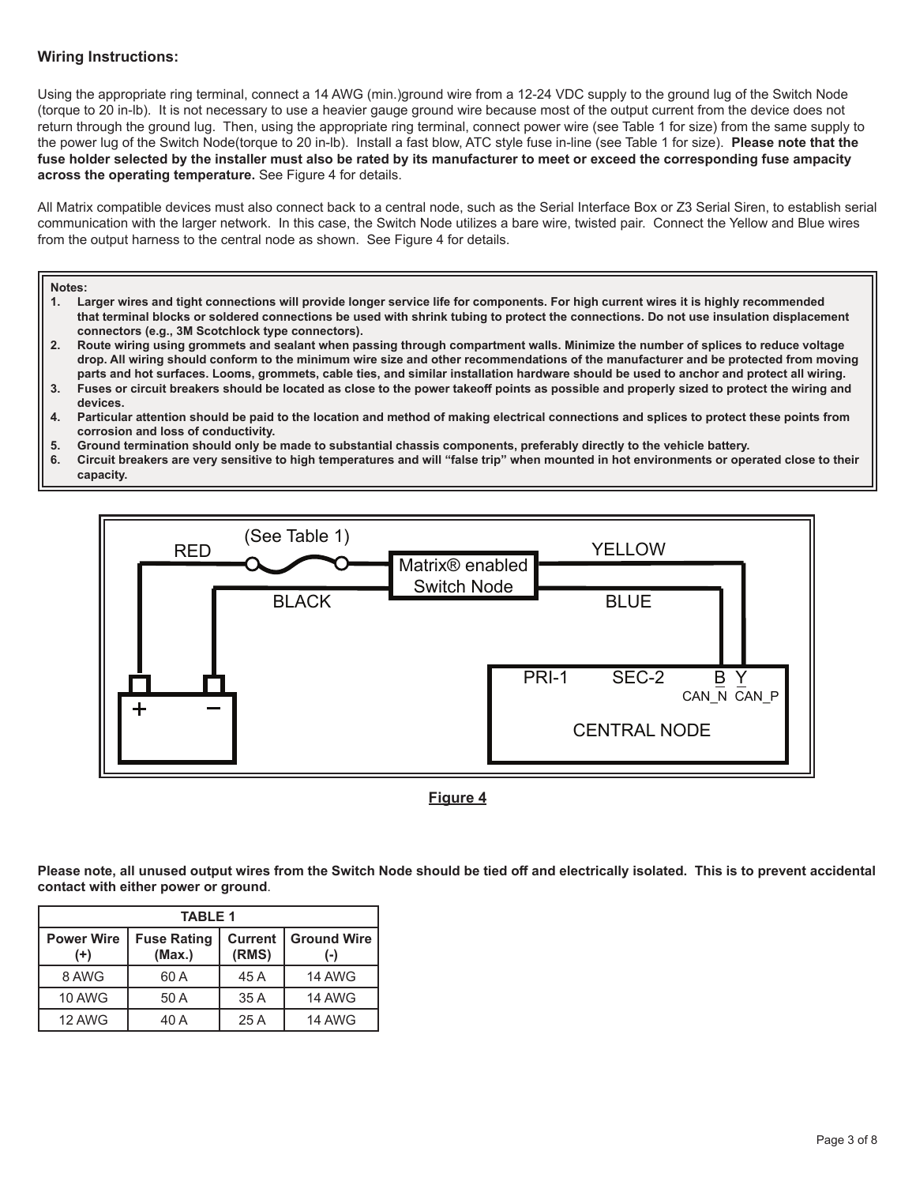**Wiring Instructions:**

Using the appropriate ring terminal, connect a 14 AWG (min.)ground wire from a 12-24 VDC supply to the ground lug of the Switch Node (torque to 20 in-lb). It is not necessary to use a heavier gauge ground wire because most of the output current from the device does not return through the ground lug. Then, using the appropriate ring terminal, connect power wire (see Table 1 for size) from the same supply to the power lug of the Switch Node(torque to 20 in-lb). Install a fast blow, ATC style fuse in-line (see Table 1 for size). **Please note that the fuse holder selected by the installer must also be rated by its manufacturer to meet or exceed the corresponding fuse ampacity across the operating temperature.** See Figure 4 for details.

All Matrix compatible devices must also connect back to a central node, such as the Serial Interface Box or Z3 Serial Siren, to establish serial communication with the larger network. In this case, the Switch Node utilizes a bare wire, twisted pair. Connect the Yellow and Blue wires from the output harness to the central node as shown. See Figure 4 for details.

**Notes:**

1. **Larger wires and tight connections will provide longer service life for components. For high current wires it is highly recommended that terminal blocks or soldered connections be used with shrink tubing to protect the connections. Do not use insulation displacement connectors (e.g., 3M Scotchlock type connectors).**
2. **Route wiring using grommets and sealant when passing through compartment walls. Minimize the number of splices to reduce voltage drop. All wiring should conform to the minimum wire size and other recommendations of the manufacturer and be protected from moving parts and hot surfaces. Looms, grommets, cable ties, and similar installation hardware should be used to anchor and protect all wiring.**
3. **Fuses or circuit breakers should be located as close to the power takeoff points as possible and properly sized to protect the wiring and devices.**
4. **Particular attention should be paid to the location and method of making electrical connections and splices to protect these points from corrosion and loss of conductivity.**
5. **Ground termination should only be made to substantial chassis components, preferably directly to the vehicle battery.**
6. **Circuit breakers are very sensitive to high temperatures and will "false trip" when mounted in hot environments or operated close to their capacity.**

RED (See Table 1) BLACK Matrix® enabled Switch Node YELLOW BLUE + − PRI-1 SEC-2 B Y CAN_N CAN_P CENTRAL NODE

**Figure 4**

**Please note, all unused output wires from the Switch Node should be tied off and electrically isolated. This is to prevent accidental contact with either power or ground**.

| TABLE 1 | | | |
|---|---|---|---|
| **Power Wire (+)** | **Fuse Rating (Max.)** | **Current (RMS)** | **Ground Wire (-)** |
| 8 AWG | 60 A | 45 A | 14 AWG |
| 10 AWG | 50 A | 35 A | 14 AWG |
| 12 AWG | 40 A | 25 A | 14 AWG |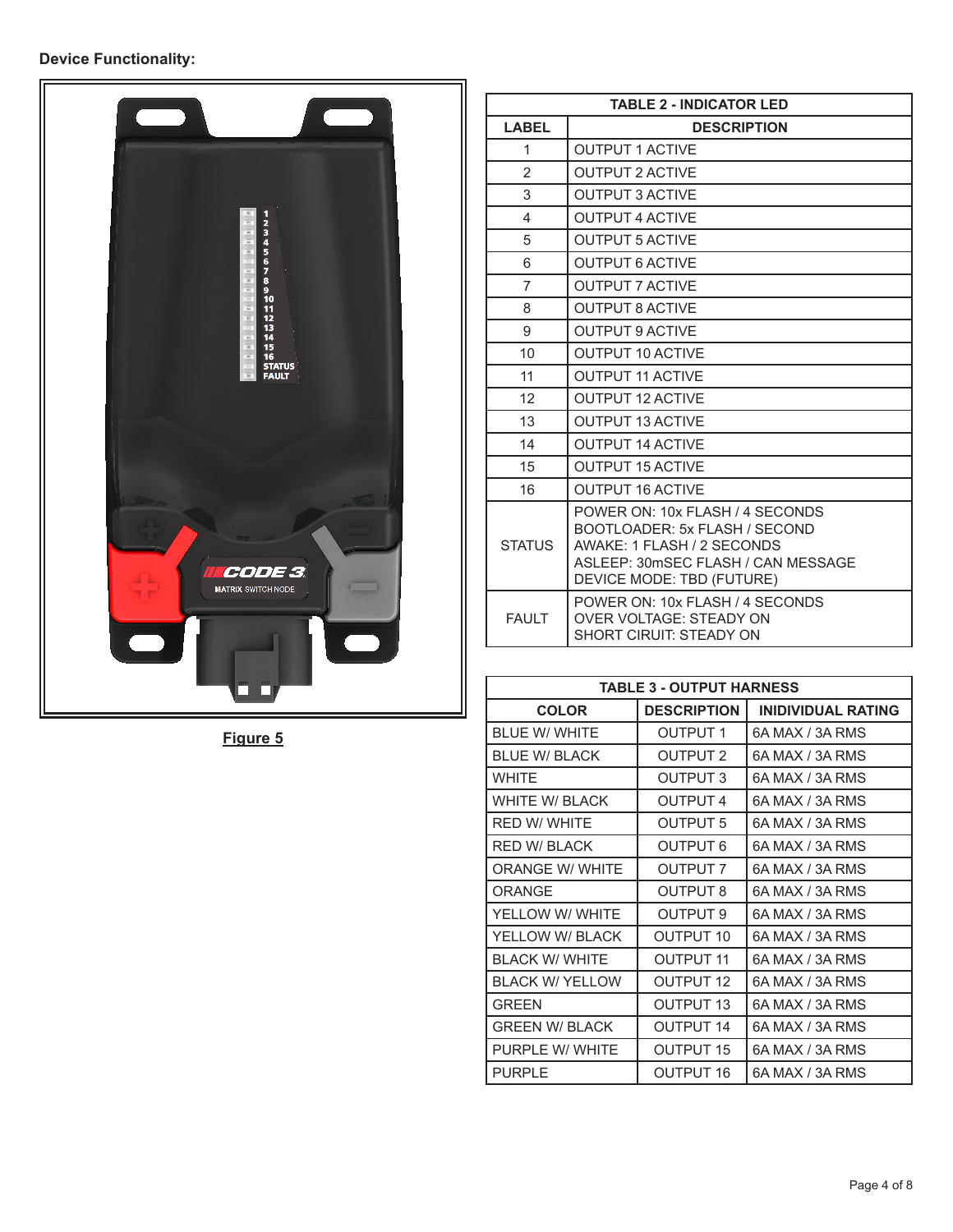**Device Functionality:**

Figure 5

| TABLE 2 - INDICATOR LED | |
|---|---|
| **LABEL** | **DESCRIPTION** |
| 1 | OUTPUT 1 ACTIVE |
| 2 | OUTPUT 2 ACTIVE |
| 3 | OUTPUT 3 ACTIVE |
| 4 | OUTPUT 4 ACTIVE |
| 5 | OUTPUT 5 ACTIVE |
| 6 | OUTPUT 6 ACTIVE |
| 7 | OUTPUT 7 ACTIVE |
| 8 | OUTPUT 8 ACTIVE |
| 9 | OUTPUT 9 ACTIVE |
| 10 | OUTPUT 10 ACTIVE |
| 11 | OUTPUT 11 ACTIVE |
| 12 | OUTPUT 12 ACTIVE |
| 13 | OUTPUT 13 ACTIVE |
| 14 | OUTPUT 14 ACTIVE |
| 15 | OUTPUT 15 ACTIVE |
| 16 | OUTPUT 16 ACTIVE |
| STATUS | POWER ON: 10x FLASH / 4 SECONDS<br>BOOTLOADER: 5x FLASH / SECOND<br>AWAKE: 1 FLASH / 2 SECONDS<br>ASLEEP: 30mSEC FLASH / CAN MESSAGE<br>DEVICE MODE: TBD (FUTURE) |
| FAULT | POWER ON: 10x FLASH / 4 SECONDS<br>OVER VOLTAGE: STEADY ON<br>SHORT CIRUIT: STEADY ON |

| TABLE 3 - OUTPUT HARNESS | | |
|---|---|---|
| **COLOR** | **DESCRIPTION** | **INIDIVIDUAL RATING** |
| BLUE W/ WHITE | OUTPUT 1 | 6A MAX / 3A RMS |
| BLUE W/ BLACK | OUTPUT 2 | 6A MAX / 3A RMS |
| WHITE | OUTPUT 3 | 6A MAX / 3A RMS |
| WHITE W/ BLACK | OUTPUT 4 | 6A MAX / 3A RMS |
| RED W/ WHITE | OUTPUT 5 | 6A MAX / 3A RMS |
| RED W/ BLACK | OUTPUT 6 | 6A MAX / 3A RMS |
| ORANGE W/ WHITE | OUTPUT 7 | 6A MAX / 3A RMS |
| ORANGE | OUTPUT 8 | 6A MAX / 3A RMS |
| YELLOW W/ WHITE | OUTPUT 9 | 6A MAX / 3A RMS |
| YELLOW W/ BLACK | OUTPUT 10 | 6A MAX / 3A RMS |
| BLACK W/ WHITE | OUTPUT 11 | 6A MAX / 3A RMS |
| BLACK W/ YELLOW | OUTPUT 12 | 6A MAX / 3A RMS |
| GREEN | OUTPUT 13 | 6A MAX / 3A RMS |
| GREEN W/ BLACK | OUTPUT 14 | 6A MAX / 3A RMS |
| PURPLE W/ WHITE | OUTPUT 15 | 6A MAX / 3A RMS |
| PURPLE | OUTPUT 16 | 6A MAX / 3A RMS |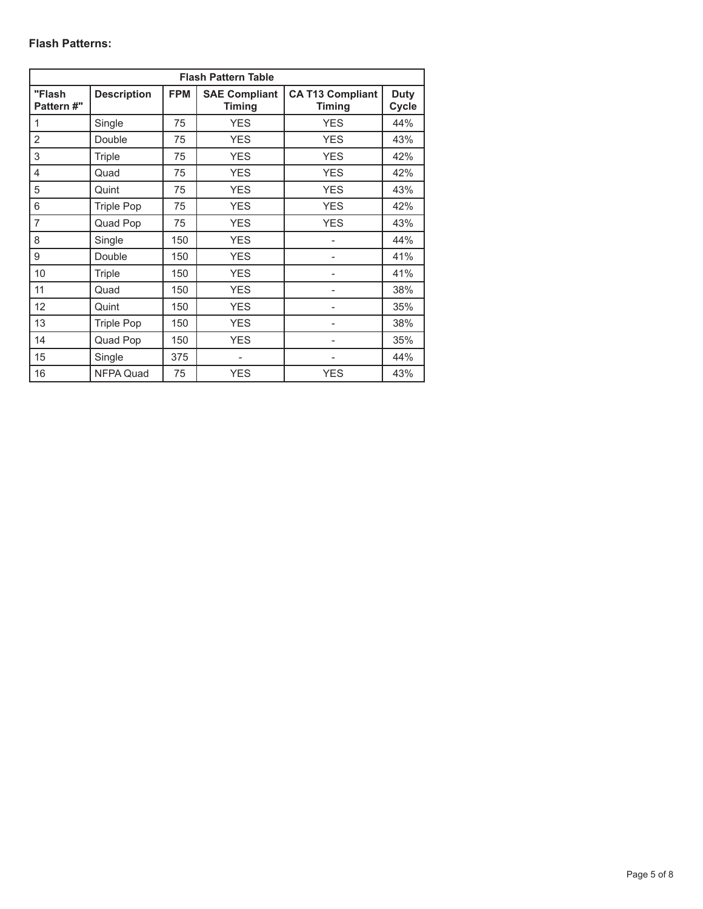**Flash Patterns:**

| Flash Pattern Table | | | | | |
|---|---|---|---|---|---|
| "Flash Pattern #" | Description | FPM | SAE Compliant Timing | CA T13 Compliant Timing | Duty Cycle |
| 1 | Single | 75 | YES | YES | 44% |
| 2 | Double | 75 | YES | YES | 43% |
| 3 | Triple | 75 | YES | YES | 42% |
| 4 | Quad | 75 | YES | YES | 42% |
| 5 | Quint | 75 | YES | YES | 43% |
| 6 | Triple Pop | 75 | YES | YES | 42% |
| 7 | Quad Pop | 75 | YES | YES | 43% |
| 8 | Single | 150 | YES | - | 44% |
| 9 | Double | 150 | YES | - | 41% |
| 10 | Triple | 150 | YES | - | 41% |
| 11 | Quad | 150 | YES | - | 38% |
| 12 | Quint | 150 | YES | - | 35% |
| 13 | Triple Pop | 150 | YES | - | 38% |
| 14 | Quad Pop | 150 | YES | - | 35% |
| 15 | Single | 375 | - | - | 44% |
| 16 | NFPA Quad | 75 | YES | YES | 43% |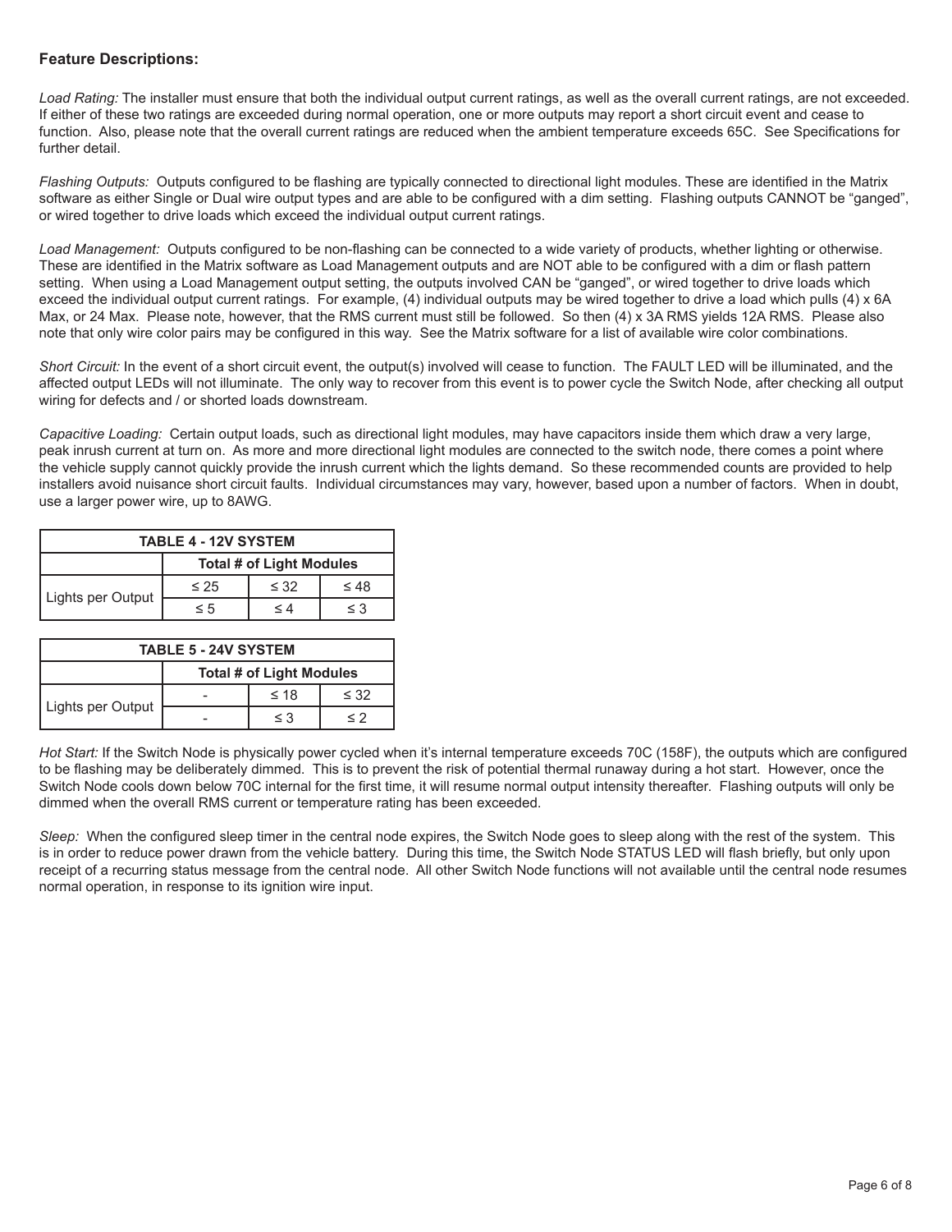**Feature Descriptions:**

*Load Rating:* The installer must ensure that both the individual output current ratings, as well as the overall current ratings, are not exceeded. If either of these two ratings are exceeded during normal operation, one or more outputs may report a short circuit event and cease to function. Also, please note that the overall current ratings are reduced when the ambient temperature exceeds 65C. See Specifications for further detail.

*Flashing Outputs:* Outputs configured to be flashing are typically connected to directional light modules. These are identified in the Matrix software as either Single or Dual wire output types and are able to be configured with a dim setting. Flashing outputs CANNOT be "ganged", or wired together to drive loads which exceed the individual output current ratings.

*Load Management:* Outputs configured to be non-flashing can be connected to a wide variety of products, whether lighting or otherwise. These are identified in the Matrix software as Load Management outputs and are NOT able to be configured with a dim or flash pattern setting. When using a Load Management output setting, the outputs involved CAN be "ganged", or wired together to drive loads which exceed the individual output current ratings. For example, (4) individual outputs may be wired together to drive a load which pulls (4) x 6A Max, or 24 Max. Please note, however, that the RMS current must still be followed. So then (4) x 3A RMS yields 12A RMS. Please also note that only wire color pairs may be configured in this way. See the Matrix software for a list of available wire color combinations.

*Short Circuit:* In the event of a short circuit event, the output(s) involved will cease to function. The FAULT LED will be illuminated, and the affected output LEDs will not illuminate. The only way to recover from this event is to power cycle the Switch Node, after checking all output wiring for defects and / or shorted loads downstream.

*Capacitive Loading:* Certain output loads, such as directional light modules, may have capacitors inside them which draw a very large, peak inrush current at turn on. As more and more directional light modules are connected to the switch node, there comes a point where the vehicle supply cannot quickly provide the inrush current which the lights demand. So these recommended counts are provided to help installers avoid nuisance short circuit faults. Individual circumstances may vary, however, based upon a number of factors. When in doubt, use a larger power wire, up to 8AWG.

| TABLE 4 - 12V SYSTEM | | | |
|---|---|---|---|
| | Total # of Light Modules | | |
| | ≤ 25 | ≤ 32 | ≤ 48 |
| Lights per Output | ≤ 5 | ≤ 4 | ≤ 3 |

| TABLE 5 - 24V SYSTEM | | | |
|---|---|---|---|
| | Total # of Light Modules | | |
| | - | ≤ 18 | ≤ 32 |
| Lights per Output | - | ≤ 3 | ≤ 2 |

*Hot Start:* If the Switch Node is physically power cycled when it's internal temperature exceeds 70C (158F), the outputs which are configured to be flashing may be deliberately dimmed. This is to prevent the risk of potential thermal runaway during a hot start. However, once the Switch Node cools down below 70C internal for the first time, it will resume normal output intensity thereafter. Flashing outputs will only be dimmed when the overall RMS current or temperature rating has been exceeded.

*Sleep:* When the configured sleep timer in the central node expires, the Switch Node goes to sleep along with the rest of the system. This is in order to reduce power drawn from the vehicle battery. During this time, the Switch Node STATUS LED will flash briefly, but only upon receipt of a recurring status message from the central node. All other Switch Node functions will not available until the central node resumes normal operation, in response to its ignition wire input.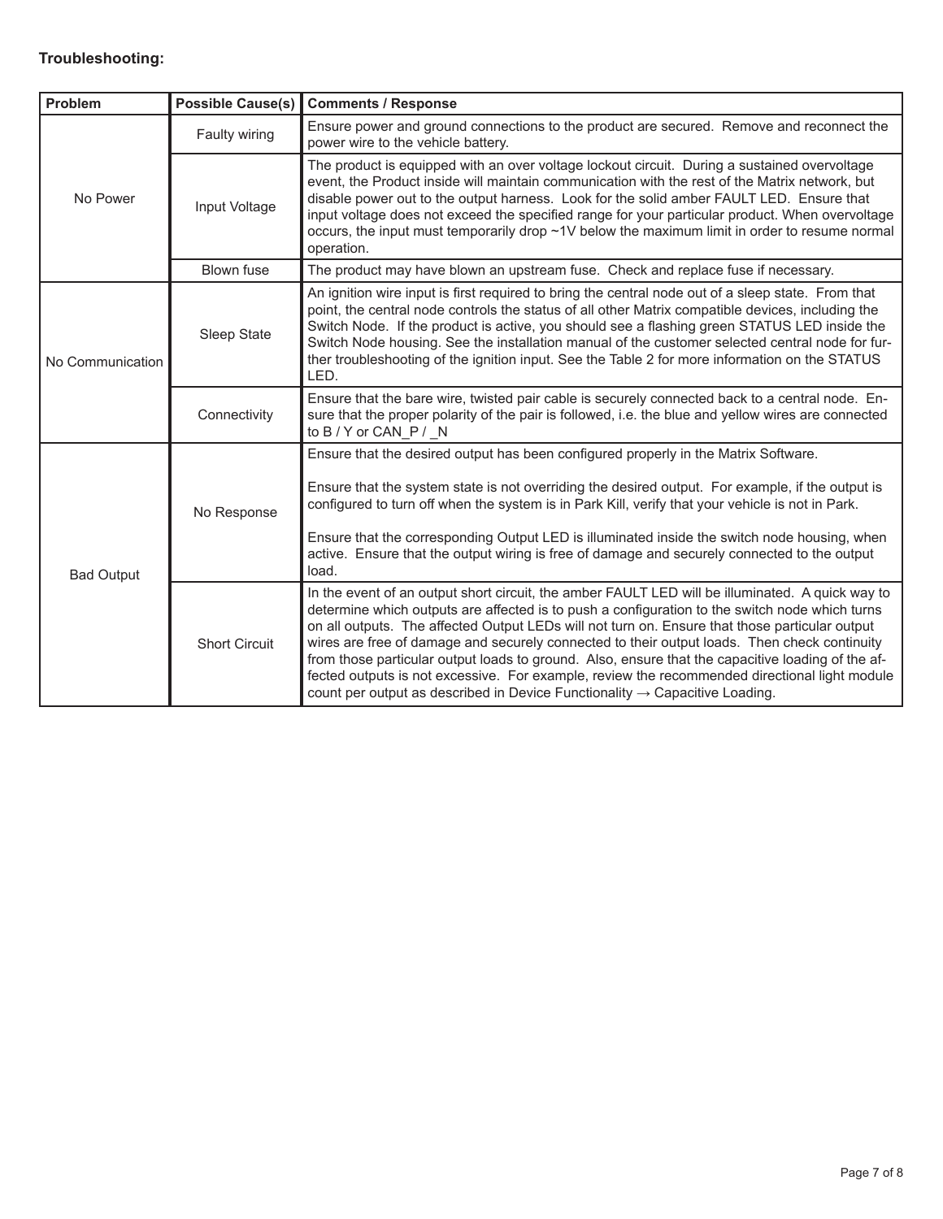**Troubleshooting:**

| Problem | Possible Cause(s) | Comments / Response |
|---|---|---|
| No Power | Faulty wiring | Ensure power and ground connections to the product are secured. Remove and reconnect the power wire to the vehicle battery. |
| | Input Voltage | The product is equipped with an over voltage lockout circuit. During a sustained overvoltage event, the Product inside will maintain communication with the rest of the Matrix network, but disable power out to the output harness. Look for the solid amber FAULT LED. Ensure that input voltage does not exceed the specified range for your particular product. When overvoltage occurs, the input must temporarily drop ~1V below the maximum limit in order to resume normal operation. |
| | Blown fuse | The product may have blown an upstream fuse. Check and replace fuse if necessary. |
| No Communication | Sleep State | An ignition wire input is first required to bring the central node out of a sleep state. From that point, the central node controls the status of all other Matrix compatible devices, including the Switch Node. If the product is active, you should see a flashing green STATUS LED inside the Switch Node housing. See the installation manual of the customer selected central node for further troubleshooting of the ignition input. See the Table 2 for more information on the STATUS LED. |
| | Connectivity | Ensure that the bare wire, twisted pair cable is securely connected back to a central node. Ensure that the proper polarity of the pair is followed, i.e. the blue and yellow wires are connected to B / Y or CAN_P / _N |
| Bad Output | No Response | Ensure that the desired output has been configured properly in the Matrix Software.<br><br>Ensure that the system state is not overriding the desired output. For example, if the output is configured to turn off when the system is in Park Kill, verify that your vehicle is not in Park.<br><br>Ensure that the corresponding Output LED is illuminated inside the switch node housing, when active. Ensure that the output wiring is free of damage and securely connected to the output load. |
| | Short Circuit | In the event of an output short circuit, the amber FAULT LED will be illuminated. A quick way to determine which outputs are affected is to push a configuration to the switch node which turns on all outputs. The affected Output LEDs will not turn on. Ensure that those particular output wires are free of damage and securely connected to their output loads. Then check continuity from those particular output loads to ground. Also, ensure that the capacitive loading of the affected outputs is not excessive. For example, review the recommended directional light module count per output as described in Device Functionality → Capacitive Loading. |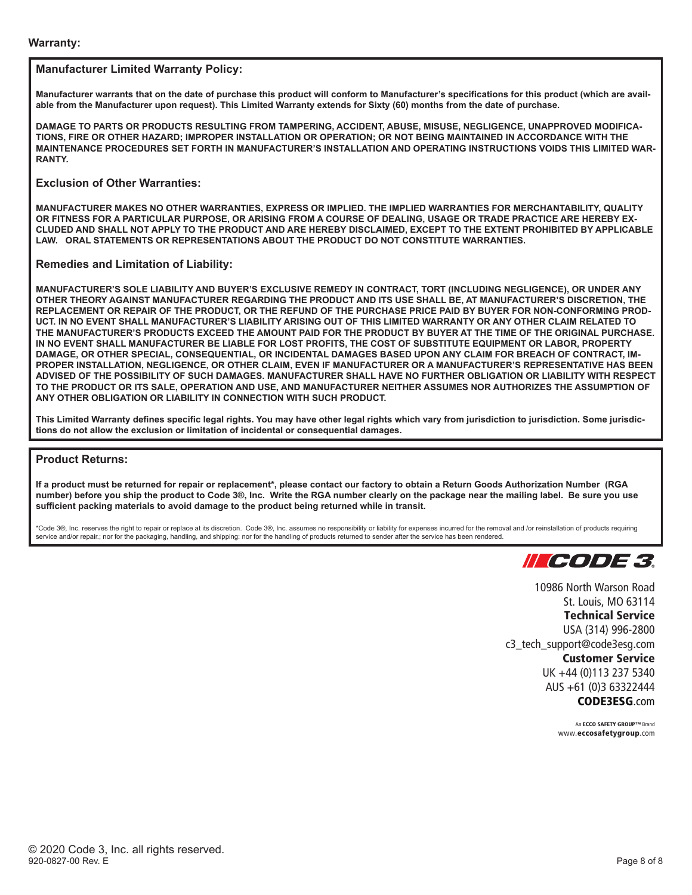**Warranty:**

## Manufacturer Limited Warranty Policy:

**Manufacturer warrants that on the date of purchase this product will conform to Manufacturer's specifications for this product (which are available from the Manufacturer upon request). This Limited Warranty extends for Sixty (60) months from the date of purchase.**

**DAMAGE TO PARTS OR PRODUCTS RESULTING FROM TAMPERING, ACCIDENT, ABUSE, MISUSE, NEGLIGENCE, UNAPPROVED MODIFICATIONS, FIRE OR OTHER HAZARD; IMPROPER INSTALLATION OR OPERATION; OR NOT BEING MAINTAINED IN ACCORDANCE WITH THE MAINTENANCE PROCEDURES SET FORTH IN MANUFACTURER'S INSTALLATION AND OPERATING INSTRUCTIONS VOIDS THIS LIMITED WARRANTY.**

## Exclusion of Other Warranties:

**MANUFACTURER MAKES NO OTHER WARRANTIES, EXPRESS OR IMPLIED. THE IMPLIED WARRANTIES FOR MERCHANTABILITY, QUALITY OR FITNESS FOR A PARTICULAR PURPOSE, OR ARISING FROM A COURSE OF DEALING, USAGE OR TRADE PRACTICE ARE HEREBY EXCLUDED AND SHALL NOT APPLY TO THE PRODUCT AND ARE HEREBY DISCLAIMED, EXCEPT TO THE EXTENT PROHIBITED BY APPLICABLE LAW. ORAL STATEMENTS OR REPRESENTATIONS ABOUT THE PRODUCT DO NOT CONSTITUTE WARRANTIES.**

## Remedies and Limitation of Liability:

**MANUFACTURER'S SOLE LIABILITY AND BUYER'S EXCLUSIVE REMEDY IN CONTRACT, TORT (INCLUDING NEGLIGENCE), OR UNDER ANY OTHER THEORY AGAINST MANUFACTURER REGARDING THE PRODUCT AND ITS USE SHALL BE, AT MANUFACTURER'S DISCRETION, THE REPLACEMENT OR REPAIR OF THE PRODUCT, OR THE REFUND OF THE PURCHASE PRICE PAID BY BUYER FOR NON-CONFORMING PRODUCT. IN NO EVENT SHALL MANUFACTURER'S LIABILITY ARISING OUT OF THIS LIMITED WARRANTY OR ANY OTHER CLAIM RELATED TO THE MANUFACTURER'S PRODUCTS EXCEED THE AMOUNT PAID FOR THE PRODUCT BY BUYER AT THE TIME OF THE ORIGINAL PURCHASE. IN NO EVENT SHALL MANUFACTURER BE LIABLE FOR LOST PROFITS, THE COST OF SUBSTITUTE EQUIPMENT OR LABOR, PROPERTY DAMAGE, OR OTHER SPECIAL, CONSEQUENTIAL, OR INCIDENTAL DAMAGES BASED UPON ANY CLAIM FOR BREACH OF CONTRACT, IMPROPER INSTALLATION, NEGLIGENCE, OR OTHER CLAIM, EVEN IF MANUFACTURER OR A MANUFACTURER'S REPRESENTATIVE HAS BEEN ADVISED OF THE POSSIBILITY OF SUCH DAMAGES. MANUFACTURER SHALL HAVE NO FURTHER OBLIGATION OR LIABILITY WITH RESPECT TO THE PRODUCT OR ITS SALE, OPERATION AND USE, AND MANUFACTURER NEITHER ASSUMES NOR AUTHORIZES THE ASSUMPTION OF ANY OTHER OBLIGATION OR LIABILITY IN CONNECTION WITH SUCH PRODUCT.**

**This Limited Warranty defines specific legal rights. You may have other legal rights which vary from jurisdiction to jurisdiction. Some jurisdictions do not allow the exclusion or limitation of incidental or consequential damages.**

## Product Returns:

**If a product must be returned for repair or replacement*, please contact our factory to obtain a Return Goods Authorization Number (RGA number) before you ship the product to Code 3®, Inc. Write the RGA number clearly on the package near the mailing label. Be sure you use sufficient packing materials to avoid damage to the product being returned while in transit.**

*Code 3®, Inc. reserves the right to repair or replace at its discretion. Code 3®, Inc. assumes no responsibility or liability for expenses incurred for the removal and /or reinstallation of products requiring service and/or repair.; nor for the packaging, handling, and shipping: nor for the handling of products returned to sender after the service has been rendered.

CODE 3

10986 North Warson Road
St. Louis, MO 63114

**Technical Service**
USA (314) 996-2800
c3_tech_support@code3esg.com

**Customer Service**
UK +44 (0)113 237 5340
AUS +61 (0)3 63322444

**CODE3ESG**.com

An **ECCO SAFETY GROUP™** Brand
www.**eccosafetygroup**.com

© 2020 Code 3, Inc. all rights reserved.
920-0827-00 Rev. E